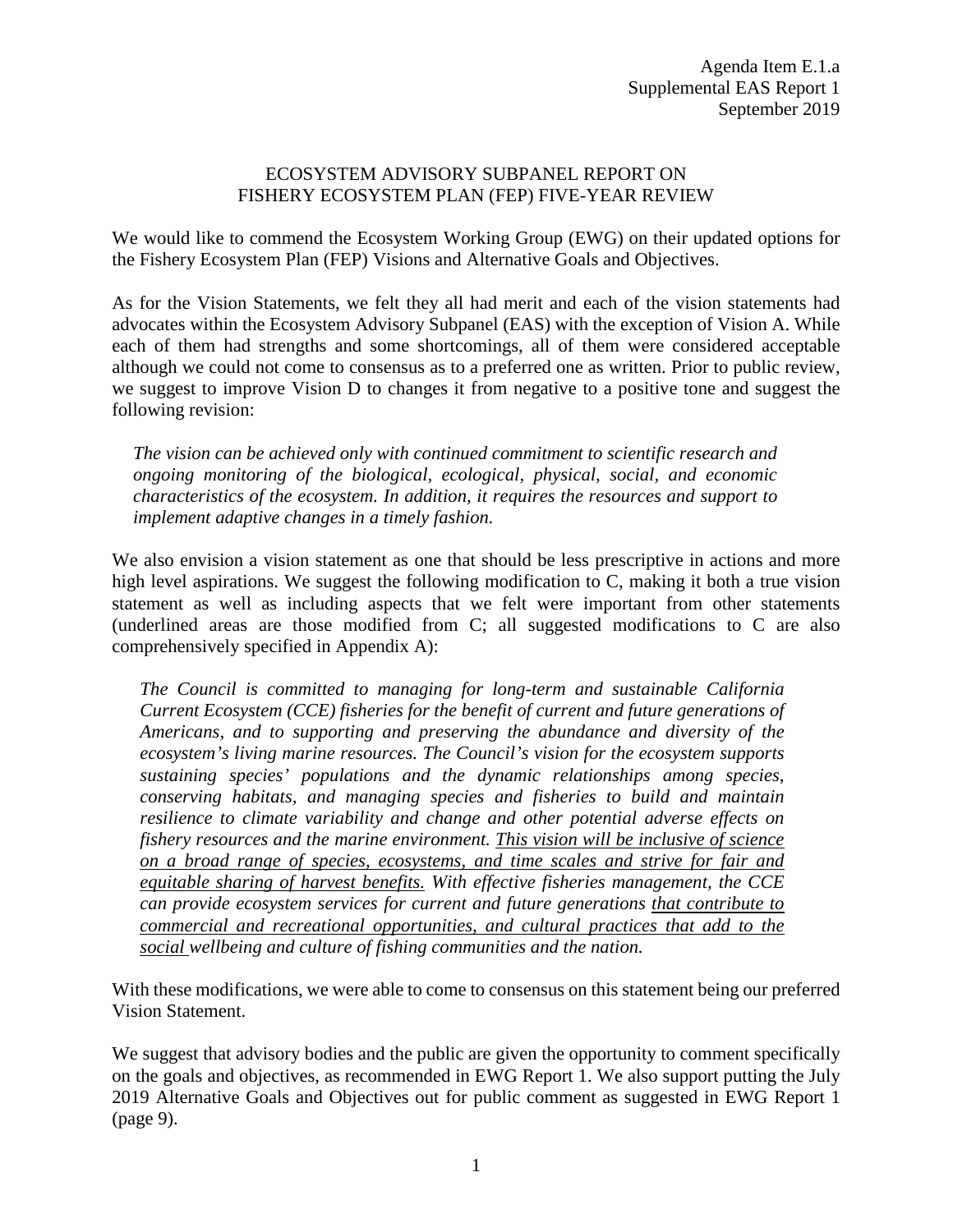Agenda Item E.1.a
Supplemental EAS Report 1
September 2019

# ECOSYSTEM ADVISORY SUBPANEL REPORT ON FISHERY ECOSYSTEM PLAN (FEP) FIVE-YEAR REVIEW

We would like to commend the Ecosystem Working Group (EWG) on their updated options for the Fishery Ecosystem Plan (FEP) Visions and Alternative Goals and Objectives.

As for the Vision Statements, we felt they all had merit and each of the vision statements had advocates within the Ecosystem Advisory Subpanel (EAS) with the exception of Vision A. While each of them had strengths and some shortcomings, all of them were considered acceptable although we could not come to consensus as to a preferred one as written. Prior to public review, we suggest to improve Vision D to changes it from negative to a positive tone and suggest the following revision:

> *The vision can be achieved only with continued commitment to scientific research and ongoing monitoring of the biological, ecological, physical, social, and economic characteristics of the ecosystem. In addition, it requires the resources and support to implement adaptive changes in a timely fashion.*

We also envision a vision statement as one that should be less prescriptive in actions and more high level aspirations. We suggest the following modification to C, making it both a true vision statement as well as including aspects that we felt were important from other statements (underlined areas are those modified from C; all suggested modifications to C are also comprehensively specified in Appendix A):

> *The Council is committed to managing for long-term and sustainable California Current Ecosystem (CCE) fisheries for the benefit of current and future generations of Americans, and to supporting and preserving the abundance and diversity of the ecosystem's living marine resources. The Council's vision for the ecosystem supports sustaining species' populations and the dynamic relationships among species, conserving habitats, and managing species and fisheries to build and maintain resilience to climate variability and change and other potential adverse effects on fishery resources and the marine environment. <u>This vision will be inclusive of science on a broad range of species, ecosystems, and time scales and strive for fair and equitable sharing of harvest benefits.</u> With effective fisheries management, the CCE can provide ecosystem services for current and future generations <u>that contribute to commercial and recreational opportunities, and cultural practices that add to the social</u> wellbeing and culture of fishing communities and the nation.*

With these modifications, we were able to come to consensus on this statement being our preferred Vision Statement.

We suggest that advisory bodies and the public are given the opportunity to comment specifically on the goals and objectives, as recommended in EWG Report 1. We also support putting the July 2019 Alternative Goals and Objectives out for public comment as suggested in EWG Report 1 (page 9).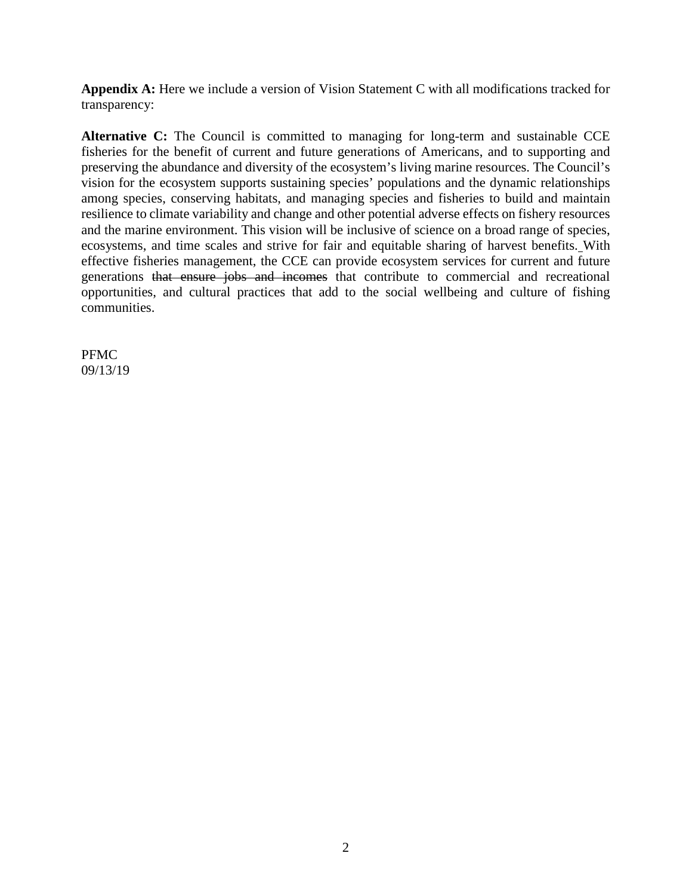**Appendix A:** Here we include a version of Vision Statement C with all modifications tracked for transparency:

**Alternative C:** The Council is committed to managing for long-term and sustainable CCE fisheries for the benefit of current and future generations of Americans, and to supporting and preserving the abundance and diversity of the ecosystem's living marine resources. The Council's vision for the ecosystem supports sustaining species' populations and the dynamic relationships among species, conserving habitats, and managing species and fisheries to build and maintain resilience to climate variability and change and other potential adverse effects on fishery resources and the marine environment. This vision will be inclusive of science on a broad range of species, ecosystems, and time scales and strive for fair and equitable sharing of harvest benefits. With effective fisheries management, the CCE can provide ecosystem services for current and future generations ~~that ensure jobs and incomes~~ that contribute to commercial and recreational opportunities, and cultural practices that add to the social wellbeing and culture of fishing communities.

PFMC
09/13/19